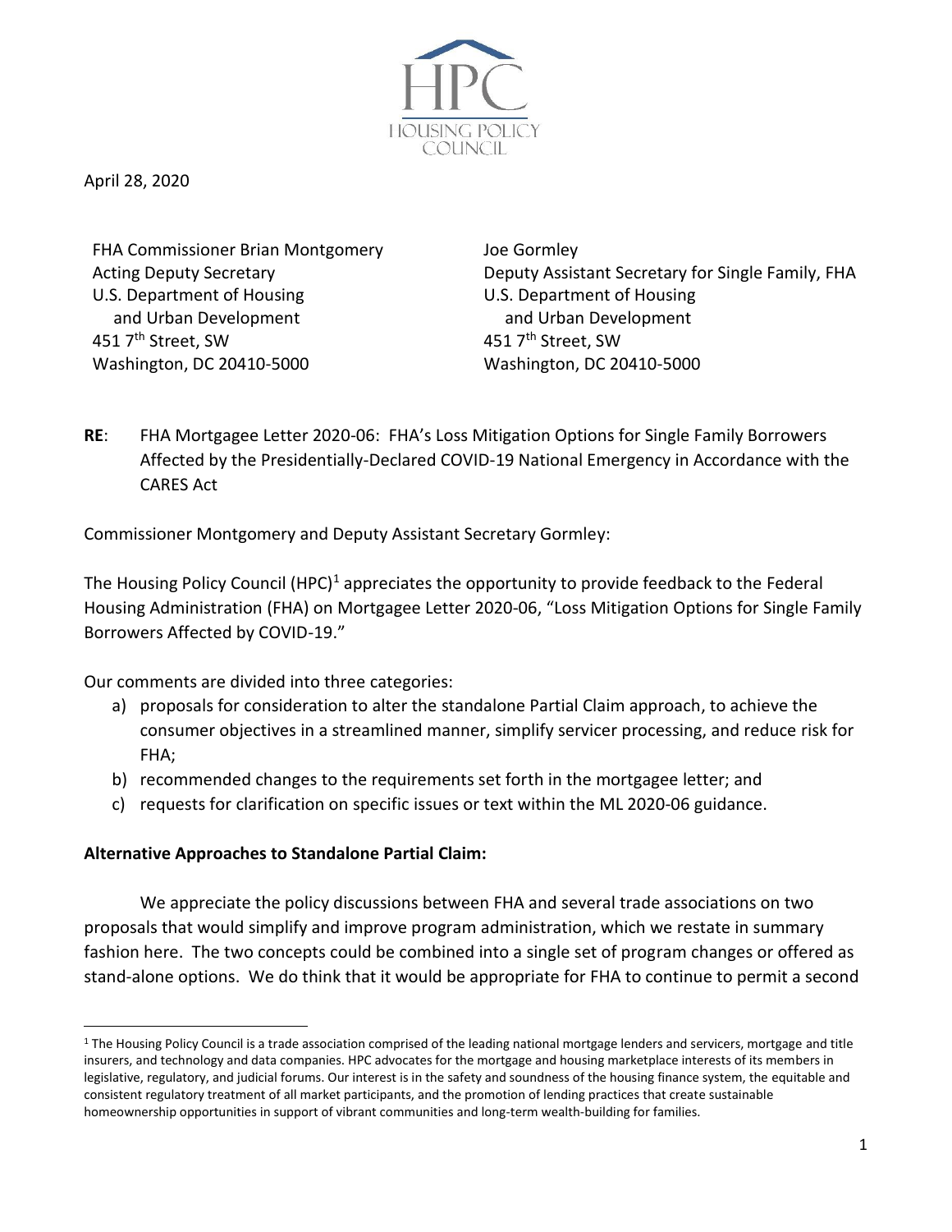April 28, 2020

FHA Commissioner Brian Montgomery
Acting Deputy Secretary
U.S. Department of Housing
and Urban Development
451 7th Street, SW
Washington, DC 20410-5000

Joe Gormley
Deputy Assistant Secretary for Single Family, FHA
U.S. Department of Housing
and Urban Development
451 7th Street, SW
Washington, DC 20410-5000

**RE**: FHA Mortgagee Letter 2020-06: FHA's Loss Mitigation Options for Single Family Borrowers Affected by the Presidentially-Declared COVID-19 National Emergency in Accordance with the CARES Act

Commissioner Montgomery and Deputy Assistant Secretary Gormley:

The Housing Policy Council (HPC)[1] appreciates the opportunity to provide feedback to the Federal Housing Administration (FHA) on Mortgagee Letter 2020-06, "Loss Mitigation Options for Single Family Borrowers Affected by COVID-19."

Our comments are divided into three categories:

a) proposals for consideration to alter the standalone Partial Claim approach, to achieve the consumer objectives in a streamlined manner, simplify servicer processing, and reduce risk for FHA;
b) recommended changes to the requirements set forth in the mortgagee letter; and
c) requests for clarification on specific issues or text within the ML 2020-06 guidance.

**Alternative Approaches to Standalone Partial Claim:**

We appreciate the policy discussions between FHA and several trade associations on two proposals that would simplify and improve program administration, which we restate in summary fashion here. The two concepts could be combined into a single set of program changes or offered as stand-alone options. We do think that it would be appropriate for FHA to continue to permit a second

[1] The Housing Policy Council is a trade association comprised of the leading national mortgage lenders and servicers, mortgage and title insurers, and technology and data companies. HPC advocates for the mortgage and housing marketplace interests of its members in legislative, regulatory, and judicial forums. Our interest is in the safety and soundness of the housing finance system, the equitable and consistent regulatory treatment of all market participants, and the promotion of lending practices that create sustainable homeownership opportunities in support of vibrant communities and long-term wealth-building for families.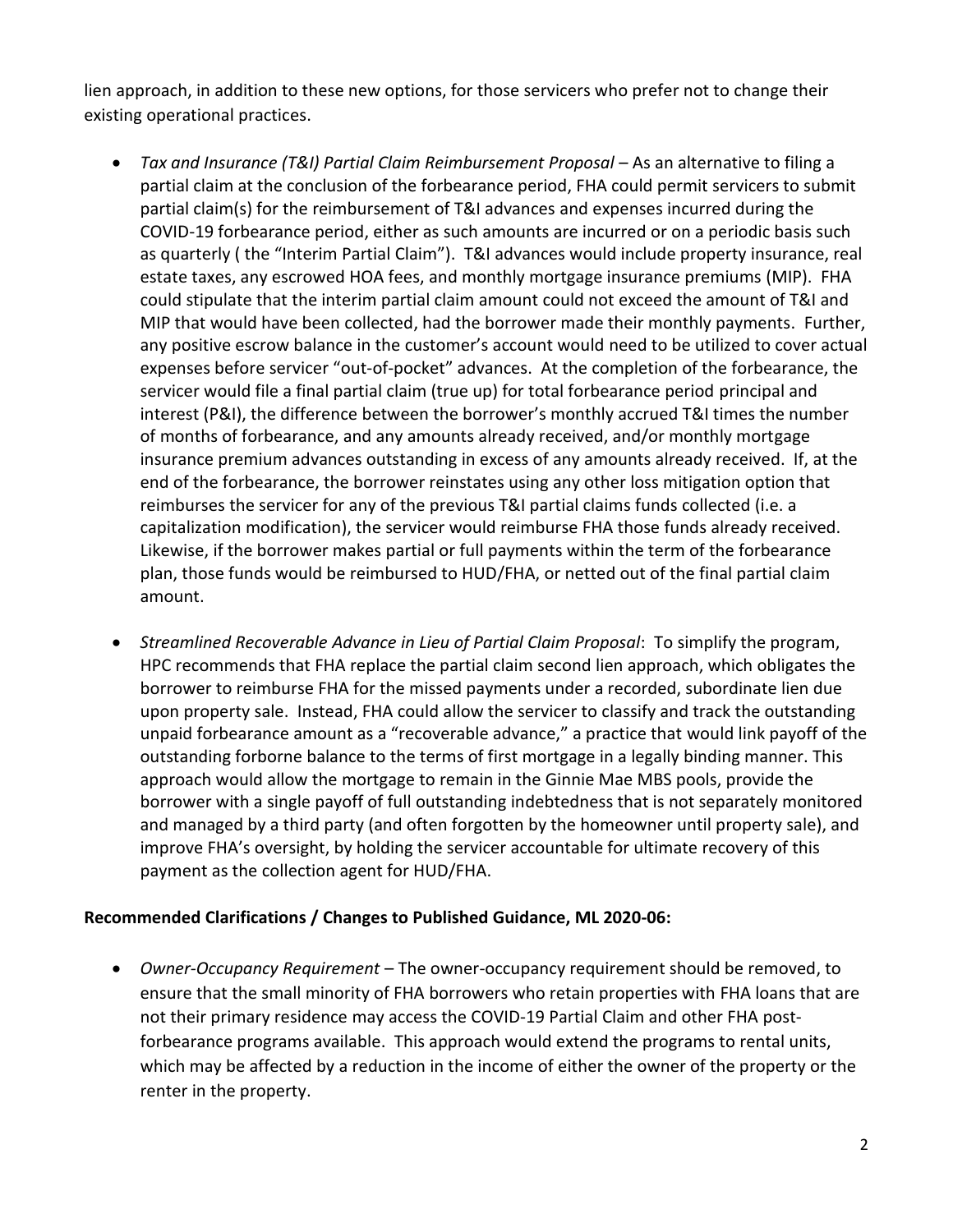lien approach, in addition to these new options, for those servicers who prefer not to change their existing operational practices.

- *Tax and Insurance (T&I) Partial Claim Reimbursement Proposal* – As an alternative to filing a partial claim at the conclusion of the forbearance period, FHA could permit servicers to submit partial claim(s) for the reimbursement of T&I advances and expenses incurred during the COVID-19 forbearance period, either as such amounts are incurred or on a periodic basis such as quarterly ( the "Interim Partial Claim"). T&I advances would include property insurance, real estate taxes, any escrowed HOA fees, and monthly mortgage insurance premiums (MIP). FHA could stipulate that the interim partial claim amount could not exceed the amount of T&I and MIP that would have been collected, had the borrower made their monthly payments. Further, any positive escrow balance in the customer's account would need to be utilized to cover actual expenses before servicer "out-of-pocket" advances. At the completion of the forbearance, the servicer would file a final partial claim (true up) for total forbearance period principal and interest (P&I), the difference between the borrower's monthly accrued T&I times the number of months of forbearance, and any amounts already received, and/or monthly mortgage insurance premium advances outstanding in excess of any amounts already received. If, at the end of the forbearance, the borrower reinstates using any other loss mitigation option that reimburses the servicer for any of the previous T&I partial claims funds collected (i.e. a capitalization modification), the servicer would reimburse FHA those funds already received. Likewise, if the borrower makes partial or full payments within the term of the forbearance plan, those funds would be reimbursed to HUD/FHA, or netted out of the final partial claim amount.
- *Streamlined Recoverable Advance in Lieu of Partial Claim Proposal*: To simplify the program, HPC recommends that FHA replace the partial claim second lien approach, which obligates the borrower to reimburse FHA for the missed payments under a recorded, subordinate lien due upon property sale. Instead, FHA could allow the servicer to classify and track the outstanding unpaid forbearance amount as a "recoverable advance," a practice that would link payoff of the outstanding forborne balance to the terms of first mortgage in a legally binding manner. This approach would allow the mortgage to remain in the Ginnie Mae MBS pools, provide the borrower with a single payoff of full outstanding indebtedness that is not separately monitored and managed by a third party (and often forgotten by the homeowner until property sale), and improve FHA's oversight, by holding the servicer accountable for ultimate recovery of this payment as the collection agent for HUD/FHA.

**Recommended Clarifications / Changes to Published Guidance, ML 2020-06:**

- *Owner-Occupancy Requirement* – The owner-occupancy requirement should be removed, to ensure that the small minority of FHA borrowers who retain properties with FHA loans that are not their primary residence may access the COVID-19 Partial Claim and other FHA post-forbearance programs available. This approach would extend the programs to rental units, which may be affected by a reduction in the income of either the owner of the property or the renter in the property.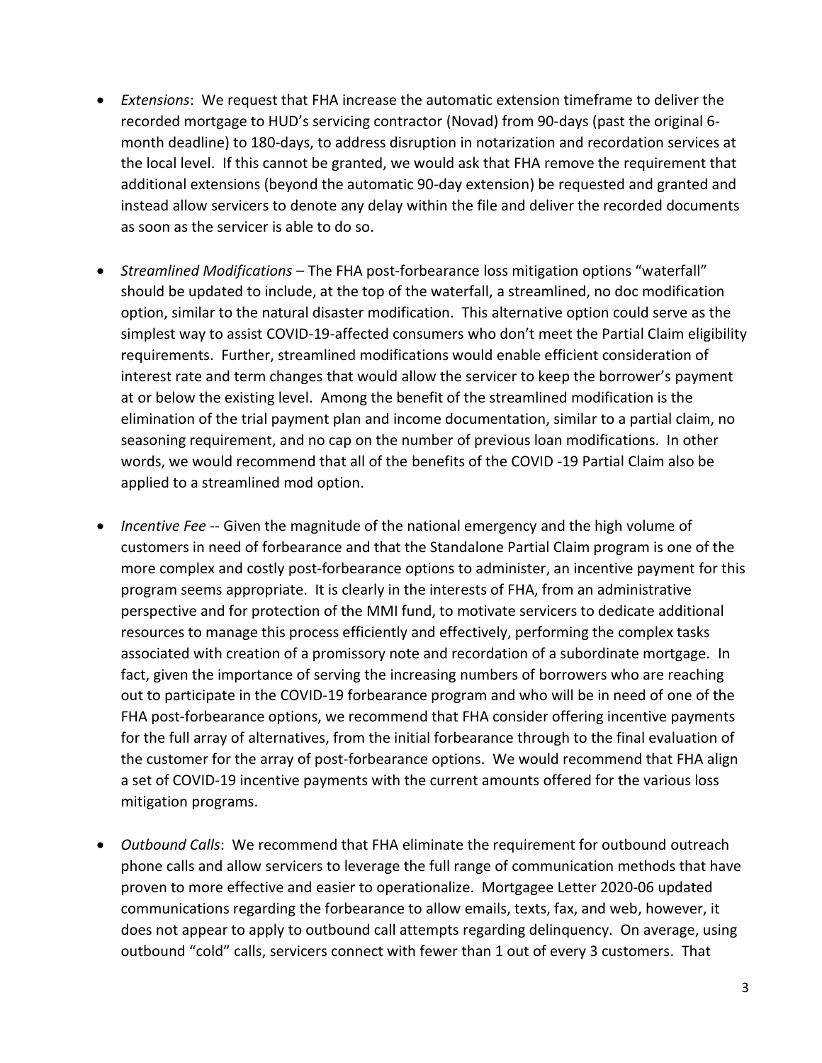- *Extensions*: We request that FHA increase the automatic extension timeframe to deliver the recorded mortgage to HUD's servicing contractor (Novad) from 90-days (past the original 6-month deadline) to 180-days, to address disruption in notarization and recordation services at the local level. If this cannot be granted, we would ask that FHA remove the requirement that additional extensions (beyond the automatic 90-day extension) be requested and granted and instead allow servicers to denote any delay within the file and deliver the recorded documents as soon as the servicer is able to do so.

- *Streamlined Modifications* – The FHA post-forbearance loss mitigation options "waterfall" should be updated to include, at the top of the waterfall, a streamlined, no doc modification option, similar to the natural disaster modification. This alternative option could serve as the simplest way to assist COVID-19-affected consumers who don't meet the Partial Claim eligibility requirements. Further, streamlined modifications would enable efficient consideration of interest rate and term changes that would allow the servicer to keep the borrower's payment at or below the existing level. Among the benefit of the streamlined modification is the elimination of the trial payment plan and income documentation, similar to a partial claim, no seasoning requirement, and no cap on the number of previous loan modifications. In other words, we would recommend that all of the benefits of the COVID -19 Partial Claim also be applied to a streamlined mod option.

- *Incentive Fee* -- Given the magnitude of the national emergency and the high volume of customers in need of forbearance and that the Standalone Partial Claim program is one of the more complex and costly post-forbearance options to administer, an incentive payment for this program seems appropriate. It is clearly in the interests of FHA, from an administrative perspective and for protection of the MMI fund, to motivate servicers to dedicate additional resources to manage this process efficiently and effectively, performing the complex tasks associated with creation of a promissory note and recordation of a subordinate mortgage. In fact, given the importance of serving the increasing numbers of borrowers who are reaching out to participate in the COVID-19 forbearance program and who will be in need of one of the FHA post-forbearance options, we recommend that FHA consider offering incentive payments for the full array of alternatives, from the initial forbearance through to the final evaluation of the customer for the array of post-forbearance options. We would recommend that FHA align a set of COVID-19 incentive payments with the current amounts offered for the various loss mitigation programs.

- *Outbound Calls*: We recommend that FHA eliminate the requirement for outbound outreach phone calls and allow servicers to leverage the full range of communication methods that have proven to more effective and easier to operationalize. Mortgagee Letter 2020-06 updated communications regarding the forbearance to allow emails, texts, fax, and web, however, it does not appear to apply to outbound call attempts regarding delinquency. On average, using outbound "cold" calls, servicers connect with fewer than 1 out of every 3 customers. That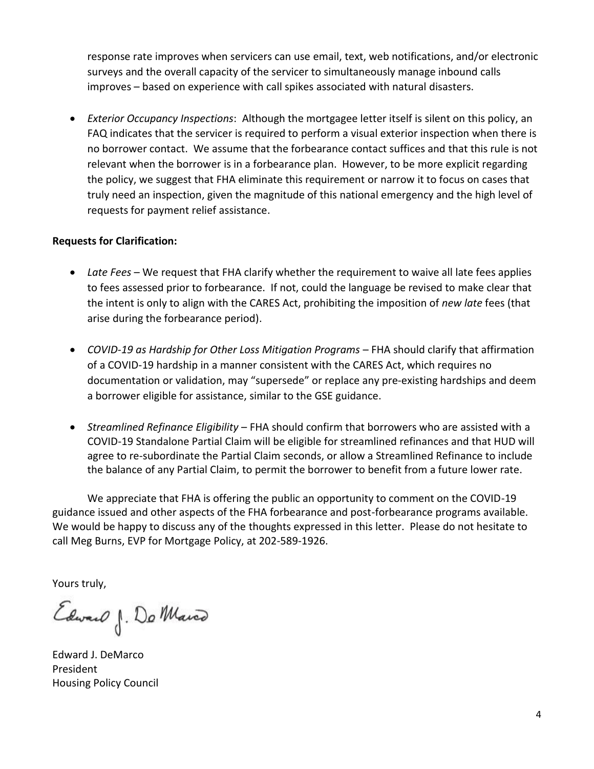response rate improves when servicers can use email, text, web notifications, and/or electronic surveys and the overall capacity of the servicer to simultaneously manage inbound calls improves – based on experience with call spikes associated with natural disasters.

- *Exterior Occupancy Inspections*: Although the mortgagee letter itself is silent on this policy, an FAQ indicates that the servicer is required to perform a visual exterior inspection when there is no borrower contact. We assume that the forbearance contact suffices and that this rule is not relevant when the borrower is in a forbearance plan. However, to be more explicit regarding the policy, we suggest that FHA eliminate this requirement or narrow it to focus on cases that truly need an inspection, given the magnitude of this national emergency and the high level of requests for payment relief assistance.

**Requests for Clarification:**

- *Late Fees* – We request that FHA clarify whether the requirement to waive all late fees applies to fees assessed prior to forbearance. If not, could the language be revised to make clear that the intent is only to align with the CARES Act, prohibiting the imposition of *new late* fees (that arise during the forbearance period).

- *COVID-19 as Hardship for Other Loss Mitigation Programs* – FHA should clarify that affirmation of a COVID-19 hardship in a manner consistent with the CARES Act, which requires no documentation or validation, may "supersede" or replace any pre-existing hardships and deem a borrower eligible for assistance, similar to the GSE guidance.

- *Streamlined Refinance Eligibility* – FHA should confirm that borrowers who are assisted with a COVID-19 Standalone Partial Claim will be eligible for streamlined refinances and that HUD will agree to re-subordinate the Partial Claim seconds, or allow a Streamlined Refinance to include the balance of any Partial Claim, to permit the borrower to benefit from a future lower rate.

We appreciate that FHA is offering the public an opportunity to comment on the COVID-19 guidance issued and other aspects of the FHA forbearance and post-forbearance programs available. We would be happy to discuss any of the thoughts expressed in this letter. Please do not hesitate to call Meg Burns, EVP for Mortgage Policy, at 202-589-1926.

Yours truly,

Edward J. DeMarco

Edward J. DeMarco
President
Housing Policy Council